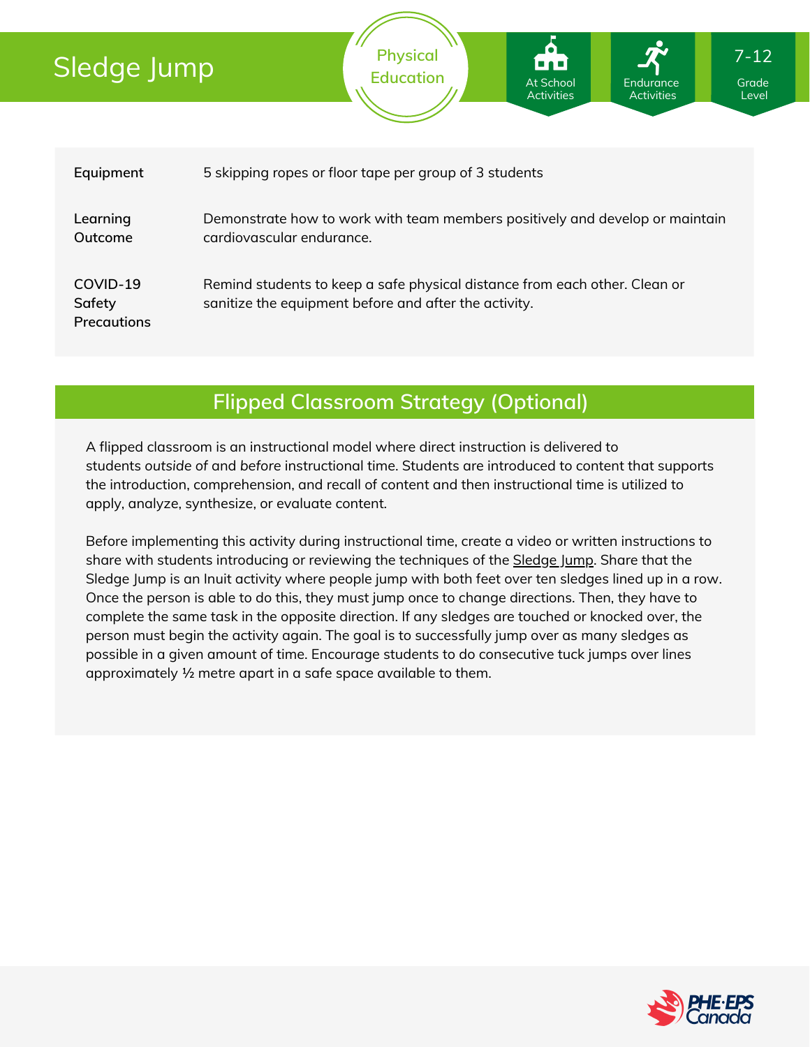# Sledge Jump

Physical Education

At School Activities | Endurance Activities | 7-12 Grade Level

| | |
|---|---|
| **Equipment** | 5 skipping ropes or floor tape per group of 3 students |
| **Learning Outcome** | Demonstrate how to work with team members positively and develop or maintain cardiovascular endurance. |
| **COVID-19 Safety Precautions** | Remind students to keep a safe physical distance from each other. Clean or sanitize the equipment before and after the activity. |

## Flipped Classroom Strategy (Optional)

A flipped classroom is an instructional model where direct instruction is delivered to students *outside* of and *before* instructional time. Students are introduced to content that supports the introduction, comprehension, and recall of content and then instructional time is utilized to apply, analyze, synthesize, or evaluate content.

Before implementing this activity during instructional time, create a video or written instructions to share with students introducing or reviewing the techniques of the Sledge Jump. Share that the Sledge Jump is an Inuit activity where people jump with both feet over ten sledges lined up in a row. Once the person is able to do this, they must jump once to change directions. Then, they have to complete the same task in the opposite direction. If any sledges are touched or knocked over, the person must begin the activity again. The goal is to successfully jump over as many sledges as possible in a given amount of time. Encourage students to do consecutive tuck jumps over lines approximately ½ metre apart in a safe space available to them.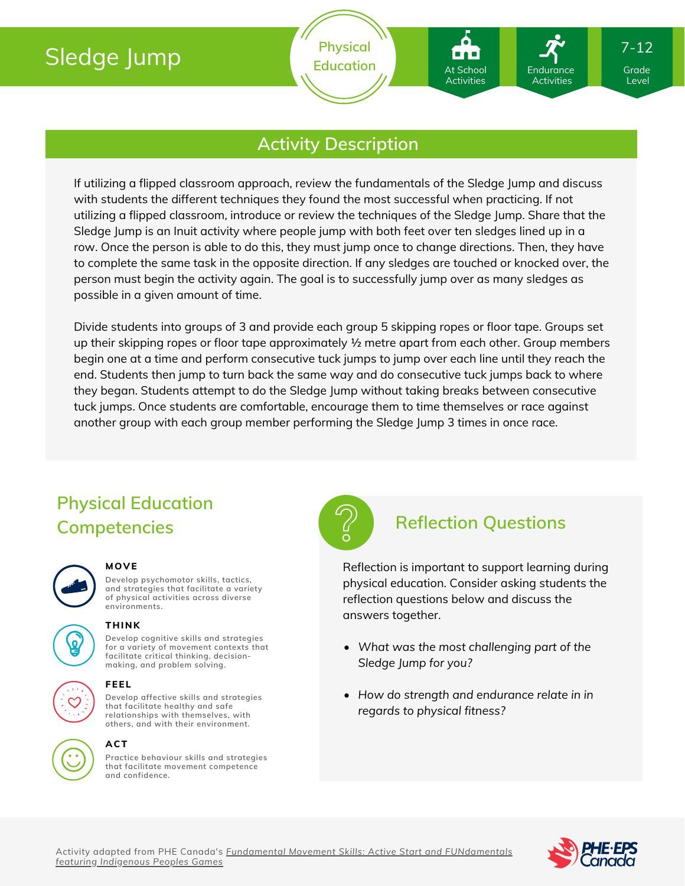# Sledge Jump

Physical Education

At School Activities | Endurance Activities | 7-12 Grade Level

## Activity Description

If utilizing a flipped classroom approach, review the fundamentals of the Sledge Jump and discuss with students the different techniques they found the most successful when practicing. If not utilizing a flipped classroom, introduce or review the techniques of the Sledge Jump. Share that the Sledge Jump is an Inuit activity where people jump with both feet over ten sledges lined up in a row. Once the person is able to do this, they must jump once to change directions. Then, they have to complete the same task in the opposite direction. If any sledges are touched or knocked over, the person must begin the activity again. The goal is to successfully jump over as many sledges as possible in a given amount of time.

Divide students into groups of 3 and provide each group 5 skipping ropes or floor tape. Groups set up their skipping ropes or floor tape approximately ½ metre apart from each other. Group members begin one at a time and perform consecutive tuck jumps to jump over each line until they reach the end. Students then jump to turn back the same way and do consecutive tuck jumps back to where they began. Students attempt to do the Sledge Jump without taking breaks between consecutive tuck jumps. Once students are comfortable, encourage them to time themselves or race against another group with each group member performing the Sledge Jump 3 times in once race.

## Physical Education Competencies

**MOVE**
Develop psychomotor skills, tactics, and strategies that facilitate a variety of physical activities across diverse environments.

**THINK**
Develop cognitive skills and strategies for a variety of movement contexts that facilitate critical thinking, decision-making, and problem solving.

**FEEL**
Develop affective skills and strategies that facilitate healthy and safe relationships with themselves, with others, and with their environment.

**ACT**
Practice behaviour skills and strategies that facilitate movement competence and confidence.

## Reflection Questions

Reflection is important to support learning during physical education. Consider asking students the reflection questions below and discuss the answers together.

- *What was the most challenging part of the Sledge Jump for you?*
- *How do strength and endurance relate in in regards to physical fitness?*

Activity adapted from PHE Canada's *Fundamental Movement Skills: Active Start and FUNdamentals featuring Indigenous Peoples Games*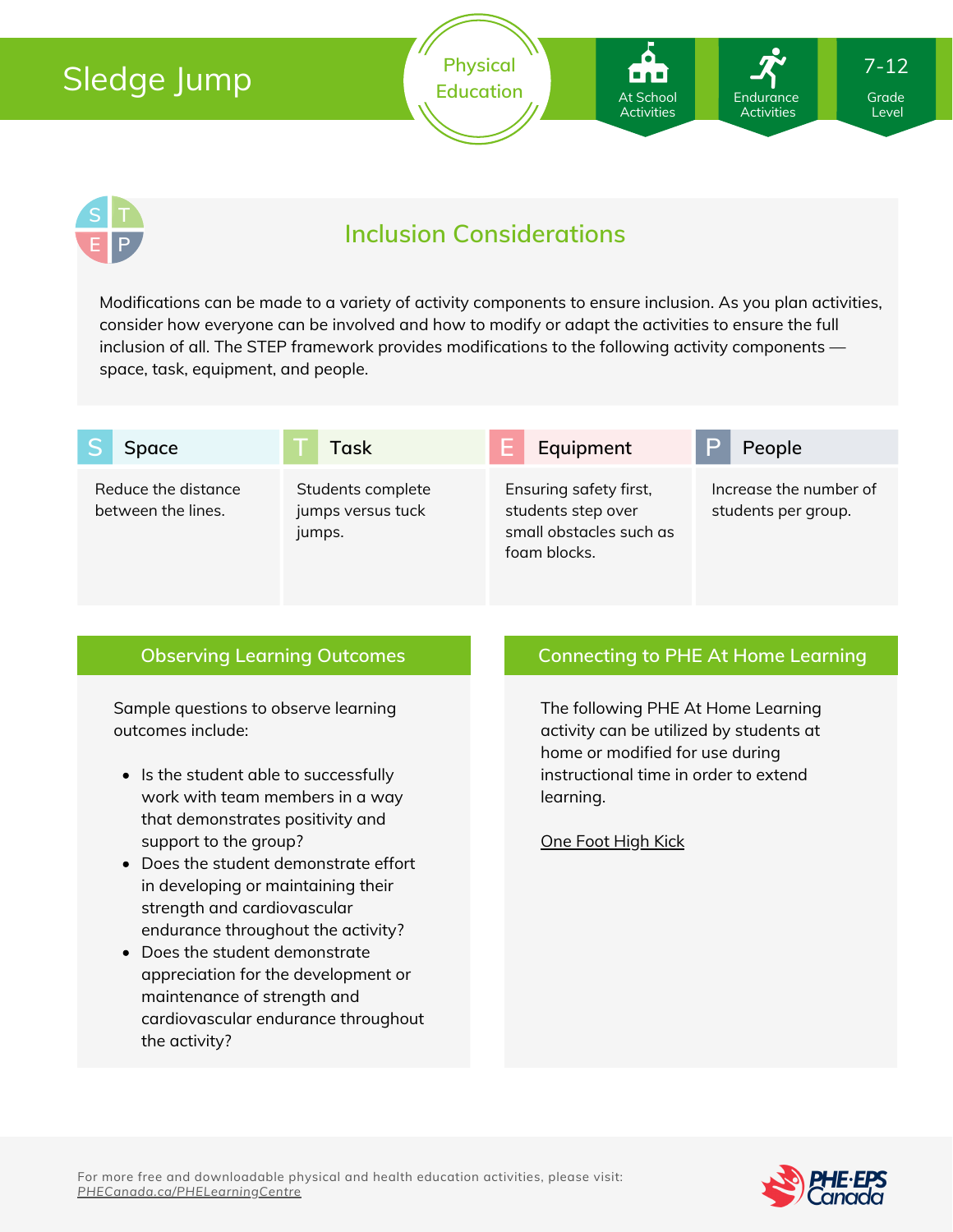# Sledge Jump

Physical Education

At School Activities

Endurance Activities

7-12 Grade Level

## Inclusion Considerations

Modifications can be made to a variety of activity components to ensure inclusion. As you plan activities, consider how everyone can be involved and how to modify or adapt the activities to ensure the full inclusion of all. The STEP framework provides modifications to the following activity components — space, task, equipment, and people.

| S Space | T Task | E Equipment | P People |
|---|---|---|---|
| Reduce the distance between the lines. | Students complete jumps versus tuck jumps. | Ensuring safety first, students step over small obstacles such as foam blocks. | Increase the number of students per group. |

## Observing Learning Outcomes

Sample questions to observe learning outcomes include:

- Is the student able to successfully work with team members in a way that demonstrates positivity and support to the group?
- Does the student demonstrate effort in developing or maintaining their strength and cardiovascular endurance throughout the activity?
- Does the student demonstrate appreciation for the development or maintenance of strength and cardiovascular endurance throughout the activity?

## Connecting to PHE At Home Learning

The following PHE At Home Learning activity can be utilized by students at home or modified for use during instructional time in order to extend learning.

One Foot High Kick

For more free and downloadable physical and health education activities, please visit: PHECanada.ca/PHELearningCentre